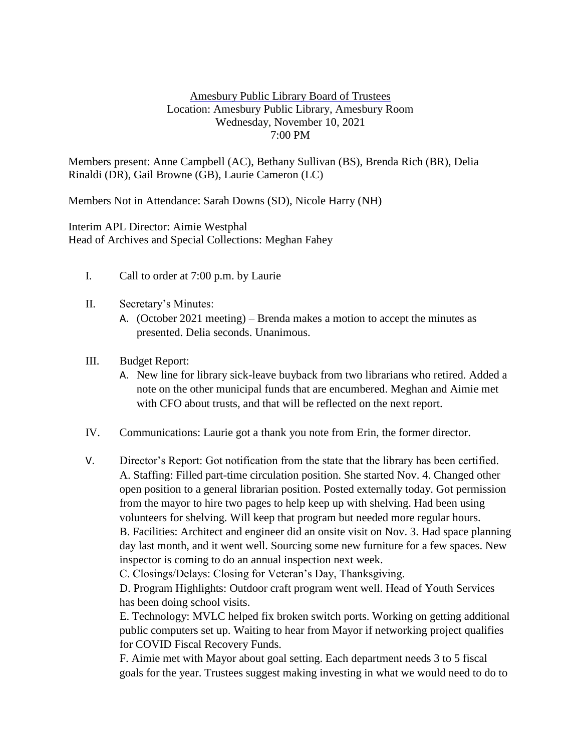Amesbury Public Library Board of Trustees
Location: Amesbury Public Library, Amesbury Room
Wednesday, November 10, 2021
7:00 PM

Members present: Anne Campbell (AC), Bethany Sullivan (BS), Brenda Rich (BR), Delia Rinaldi (DR), Gail Browne (GB), Laurie Cameron (LC)

Members Not in Attendance: Sarah Downs (SD), Nicole Harry (NH)

Interim APL Director: Aimie Westphal
Head of Archives and Special Collections: Meghan Fahey

I. Call to order at 7:00 p.m. by Laurie

II. Secretary's Minutes:
   A. (October 2021 meeting) – Brenda makes a motion to accept the minutes as presented. Delia seconds. Unanimous.

III. Budget Report:
   A. New line for library sick-leave buyback from two librarians who retired. Added a note on the other municipal funds that are encumbered. Meghan and Aimie met with CFO about trusts, and that will be reflected on the next report.

IV. Communications: Laurie got a thank you note from Erin, the former director.

V. Director's Report: Got notification from the state that the library has been certified.
   A. Staffing: Filled part-time circulation position. She started Nov. 4. Changed other open position to a general librarian position. Posted externally today. Got permission from the mayor to hire two pages to help keep up with shelving. Had been using volunteers for shelving. Will keep that program but needed more regular hours.
   B. Facilities: Architect and engineer did an onsite visit on Nov. 3. Had space planning day last month, and it went well. Sourcing some new furniture for a few spaces. New inspector is coming to do an annual inspection next week.
   C. Closings/Delays: Closing for Veteran's Day, Thanksgiving.
   D. Program Highlights: Outdoor craft program went well. Head of Youth Services has been doing school visits.
   E. Technology: MVLC helped fix broken switch ports. Working on getting additional public computers set up. Waiting to hear from Mayor if networking project qualifies for COVID Fiscal Recovery Funds.
   F. Aimie met with Mayor about goal setting. Each department needs 3 to 5 fiscal goals for the year. Trustees suggest making investing in what we would need to do to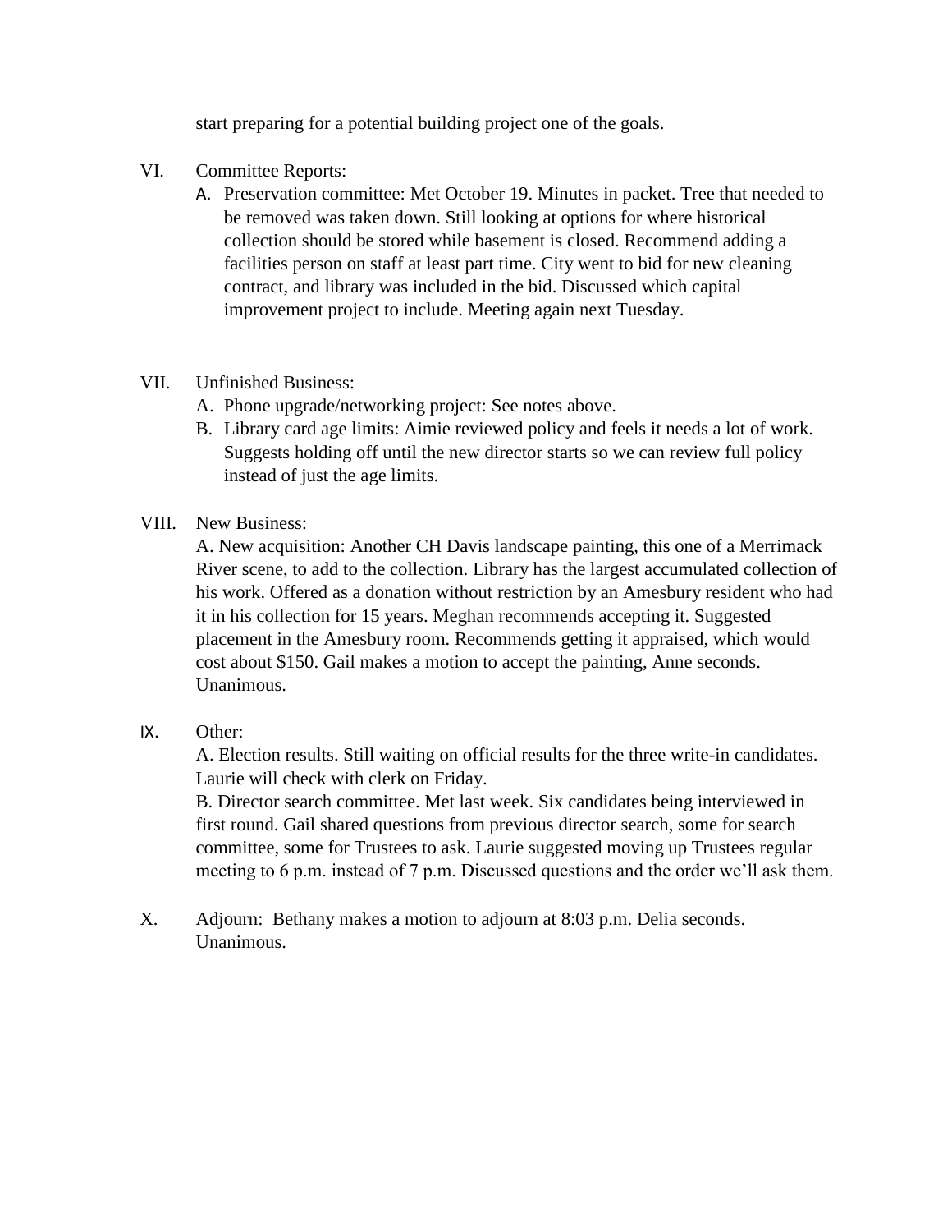start preparing for a potential building project one of the goals.

VI. Committee Reports:

A. Preservation committee: Met October 19. Minutes in packet. Tree that needed to be removed was taken down. Still looking at options for where historical collection should be stored while basement is closed. Recommend adding a facilities person on staff at least part time. City went to bid for new cleaning contract, and library was included in the bid. Discussed which capital improvement project to include. Meeting again next Tuesday.

VII. Unfinished Business:

A. Phone upgrade/networking project: See notes above.

B. Library card age limits: Aimie reviewed policy and feels it needs a lot of work. Suggests holding off until the new director starts so we can review full policy instead of just the age limits.

VIII. New Business:

A. New acquisition: Another CH Davis landscape painting, this one of a Merrimack River scene, to add to the collection. Library has the largest accumulated collection of his work. Offered as a donation without restriction by an Amesbury resident who had it in his collection for 15 years. Meghan recommends accepting it. Suggested placement in the Amesbury room. Recommends getting it appraised, which would cost about $150. Gail makes a motion to accept the painting, Anne seconds. Unanimous.

IX. Other:

A. Election results. Still waiting on official results for the three write-in candidates. Laurie will check with clerk on Friday.

B. Director search committee. Met last week. Six candidates being interviewed in first round. Gail shared questions from previous director search, some for search committee, some for Trustees to ask. Laurie suggested moving up Trustees regular meeting to 6 p.m. instead of 7 p.m. Discussed questions and the order we'll ask them.

X. Adjourn: Bethany makes a motion to adjourn at 8:03 p.m. Delia seconds. Unanimous.